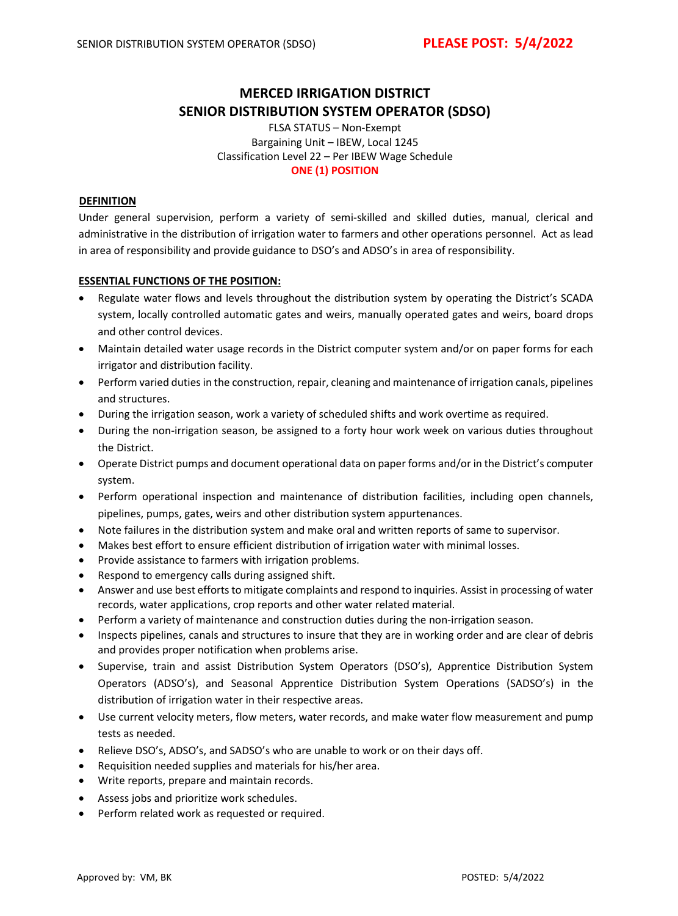# MERCED IRRIGATION DISTRICT
# SENIOR DISTRIBUTION SYSTEM OPERATOR (SDSO)

FLSA STATUS – Non-Exempt
Bargaining Unit – IBEW, Local 1245
Classification Level 22 – Per IBEW Wage Schedule
**ONE (1) POSITION**

**PLEASE POST: 5/4/2022**

## DEFINITION

Under general supervision, perform a variety of semi-skilled and skilled duties, manual, clerical and administrative in the distribution of irrigation water to farmers and other operations personnel. Act as lead in area of responsibility and provide guidance to DSO's and ADSO's in area of responsibility.

## ESSENTIAL FUNCTIONS OF THE POSITION:

- Regulate water flows and levels throughout the distribution system by operating the District's SCADA system, locally controlled automatic gates and weirs, manually operated gates and weirs, board drops and other control devices.
- Maintain detailed water usage records in the District computer system and/or on paper forms for each irrigator and distribution facility.
- Perform varied duties in the construction, repair, cleaning and maintenance of irrigation canals, pipelines and structures.
- During the irrigation season, work a variety of scheduled shifts and work overtime as required.
- During the non-irrigation season, be assigned to a forty hour work week on various duties throughout the District.
- Operate District pumps and document operational data on paper forms and/or in the District's computer system.
- Perform operational inspection and maintenance of distribution facilities, including open channels, pipelines, pumps, gates, weirs and other distribution system appurtenances.
- Note failures in the distribution system and make oral and written reports of same to supervisor.
- Makes best effort to ensure efficient distribution of irrigation water with minimal losses.
- Provide assistance to farmers with irrigation problems.
- Respond to emergency calls during assigned shift.
- Answer and use best efforts to mitigate complaints and respond to inquiries. Assist in processing of water records, water applications, crop reports and other water related material.
- Perform a variety of maintenance and construction duties during the non-irrigation season.
- Inspects pipelines, canals and structures to insure that they are in working order and are clear of debris and provides proper notification when problems arise.
- Supervise, train and assist Distribution System Operators (DSO's), Apprentice Distribution System Operators (ADSO's), and Seasonal Apprentice Distribution System Operations (SADSO's) in the distribution of irrigation water in their respective areas.
- Use current velocity meters, flow meters, water records, and make water flow measurement and pump tests as needed.
- Relieve DSO's, ADSO's, and SADSO's who are unable to work or on their days off.
- Requisition needed supplies and materials for his/her area.
- Write reports, prepare and maintain records.
- Assess jobs and prioritize work schedules.
- Perform related work as requested or required.

Approved by: VM, BK

POSTED: 5/4/2022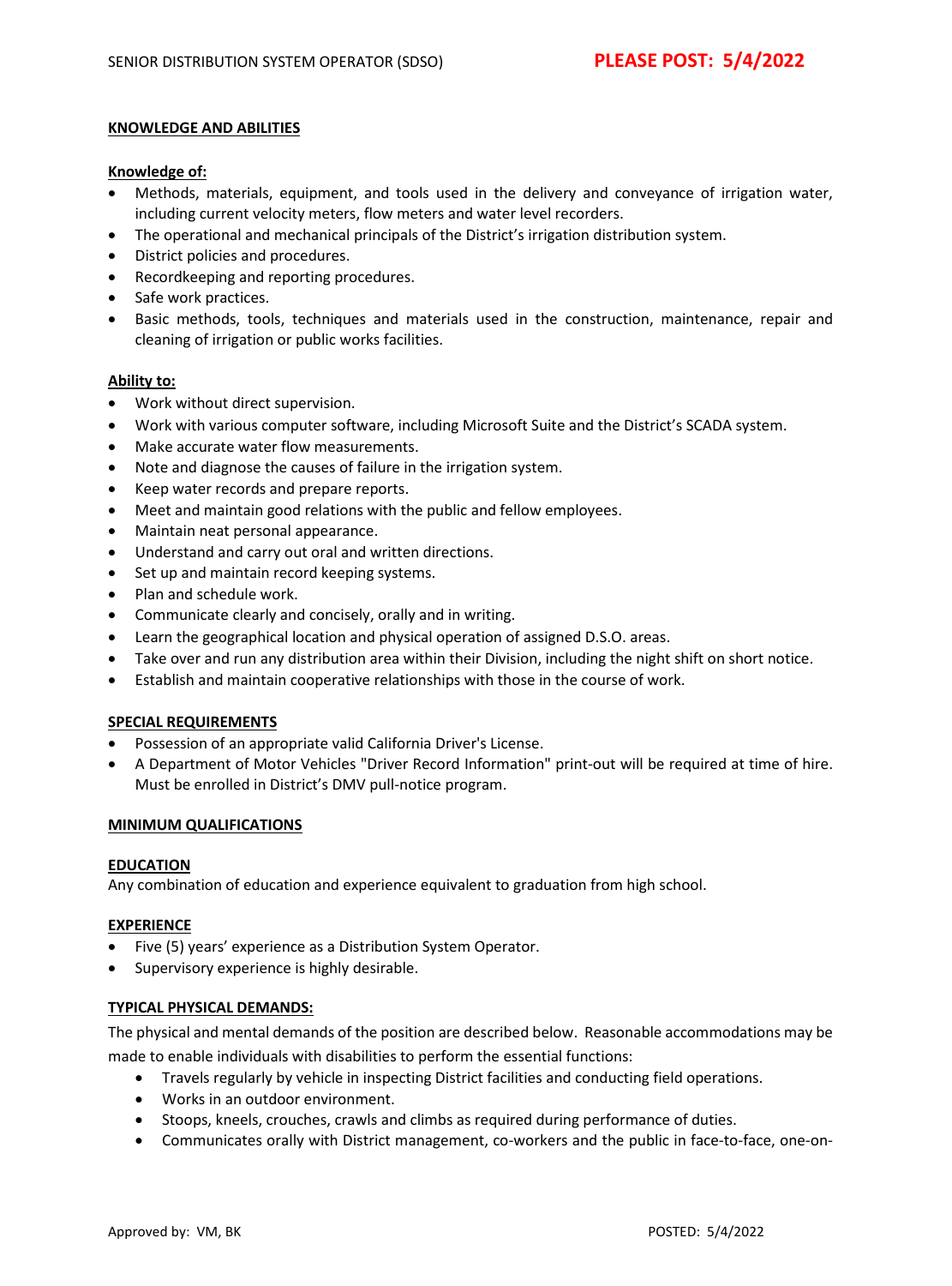## KNOWLEDGE AND ABILITIES

### Knowledge of:

- Methods, materials, equipment, and tools used in the delivery and conveyance of irrigation water, including current velocity meters, flow meters and water level recorders.
- The operational and mechanical principals of the District's irrigation distribution system.
- District policies and procedures.
- Recordkeeping and reporting procedures.
- Safe work practices.
- Basic methods, tools, techniques and materials used in the construction, maintenance, repair and cleaning of irrigation or public works facilities.

### Ability to:

- Work without direct supervision.
- Work with various computer software, including Microsoft Suite and the District's SCADA system.
- Make accurate water flow measurements.
- Note and diagnose the causes of failure in the irrigation system.
- Keep water records and prepare reports.
- Meet and maintain good relations with the public and fellow employees.
- Maintain neat personal appearance.
- Understand and carry out oral and written directions.
- Set up and maintain record keeping systems.
- Plan and schedule work.
- Communicate clearly and concisely, orally and in writing.
- Learn the geographical location and physical operation of assigned D.S.O. areas.
- Take over and run any distribution area within their Division, including the night shift on short notice.
- Establish and maintain cooperative relationships with those in the course of work.

## SPECIAL REQUIREMENTS

- Possession of an appropriate valid California Driver's License.
- A Department of Motor Vehicles "Driver Record Information" print-out will be required at time of hire. Must be enrolled in District's DMV pull-notice program.

## MINIMUM QUALIFICATIONS

### EDUCATION

Any combination of education and experience equivalent to graduation from high school.

### EXPERIENCE

- Five (5) years' experience as a Distribution System Operator.
- Supervisory experience is highly desirable.

### TYPICAL PHYSICAL DEMANDS:

The physical and mental demands of the position are described below. Reasonable accommodations may be made to enable individuals with disabilities to perform the essential functions:

- Travels regularly by vehicle in inspecting District facilities and conducting field operations.
- Works in an outdoor environment.
- Stoops, kneels, crouches, crawls and climbs as required during performance of duties.
- Communicates orally with District management, co-workers and the public in face-to-face, one-on-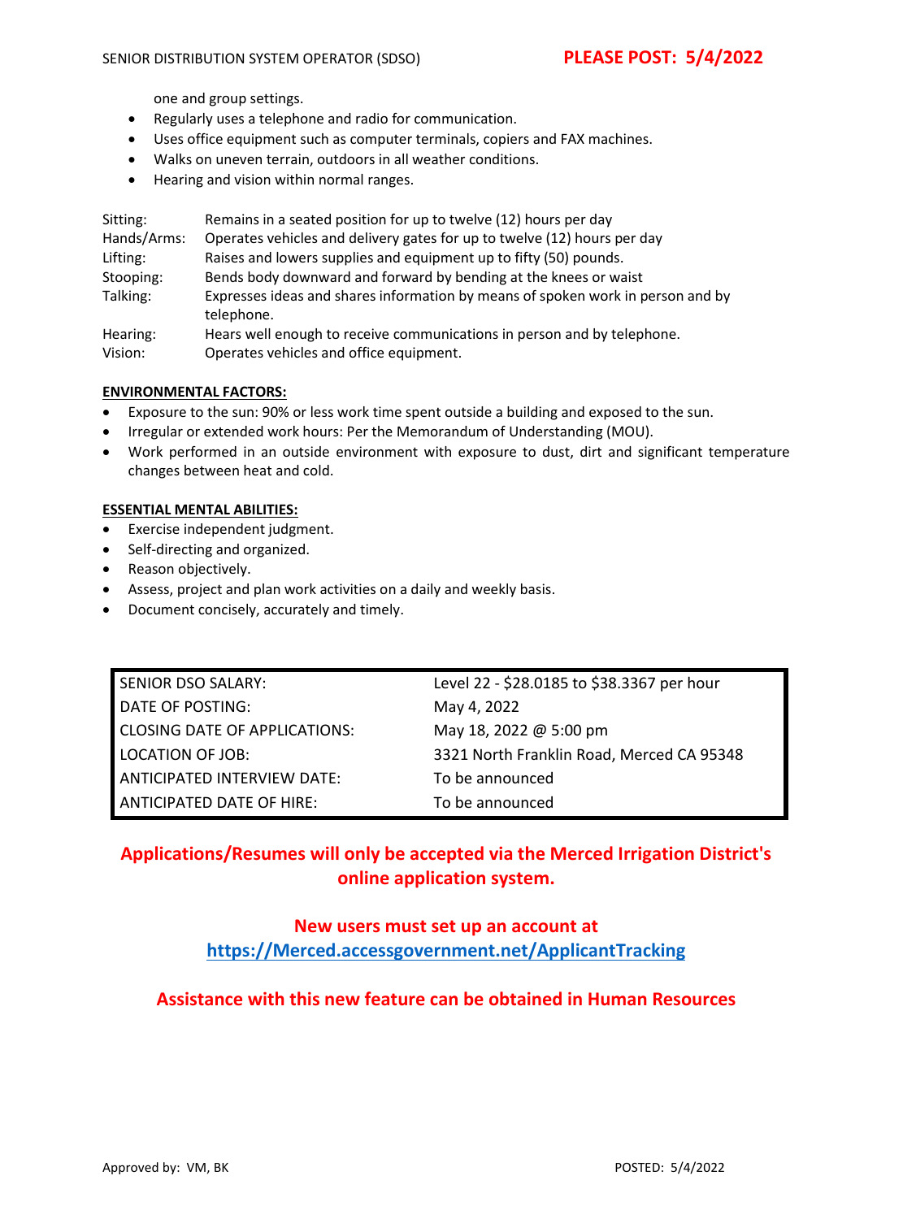one and group settings.

- Regularly uses a telephone and radio for communication.
- Uses office equipment such as computer terminals, copiers and FAX machines.
- Walks on uneven terrain, outdoors in all weather conditions.
- Hearing and vision within normal ranges.

| | |
|---|---|
| Sitting: | Remains in a seated position for up to twelve (12) hours per day |
| Hands/Arms: | Operates vehicles and delivery gates for up to twelve (12) hours per day |
| Lifting: | Raises and lowers supplies and equipment up to fifty (50) pounds. |
| Stooping: | Bends body downward and forward by bending at the knees or waist |
| Talking: | Expresses ideas and shares information by means of spoken work in person and by telephone. |
| Hearing: | Hears well enough to receive communications in person and by telephone. |
| Vision: | Operates vehicles and office equipment. |

**ENVIRONMENTAL FACTORS:**

- Exposure to the sun: 90% or less work time spent outside a building and exposed to the sun.
- Irregular or extended work hours: Per the Memorandum of Understanding (MOU).
- Work performed in an outside environment with exposure to dust, dirt and significant temperature changes between heat and cold.

**ESSENTIAL MENTAL ABILITIES:**

- Exercise independent judgment.
- Self-directing and organized.
- Reason objectively.
- Assess, project and plan work activities on a daily and weekly basis.
- Document concisely, accurately and timely.

| | |
|---|---|
| SENIOR DSO SALARY: | Level 22 - $28.0185 to $38.3367 per hour |
| DATE OF POSTING: | May 4, 2022 |
| CLOSING DATE OF APPLICATIONS: | May 18, 2022 @ 5:00 pm |
| LOCATION OF JOB: | 3321 North Franklin Road, Merced CA 95348 |
| ANTICIPATED INTERVIEW DATE: | To be announced |
| ANTICIPATED DATE OF HIRE: | To be announced |

**Applications/Resumes will only be accepted via the Merced Irrigation District's online application system.**

**New users must set up an account at**
**https://Merced.accessgovernment.net/ApplicantTracking**

**Assistance with this new feature can be obtained in Human Resources**

Approved by: VM, BK